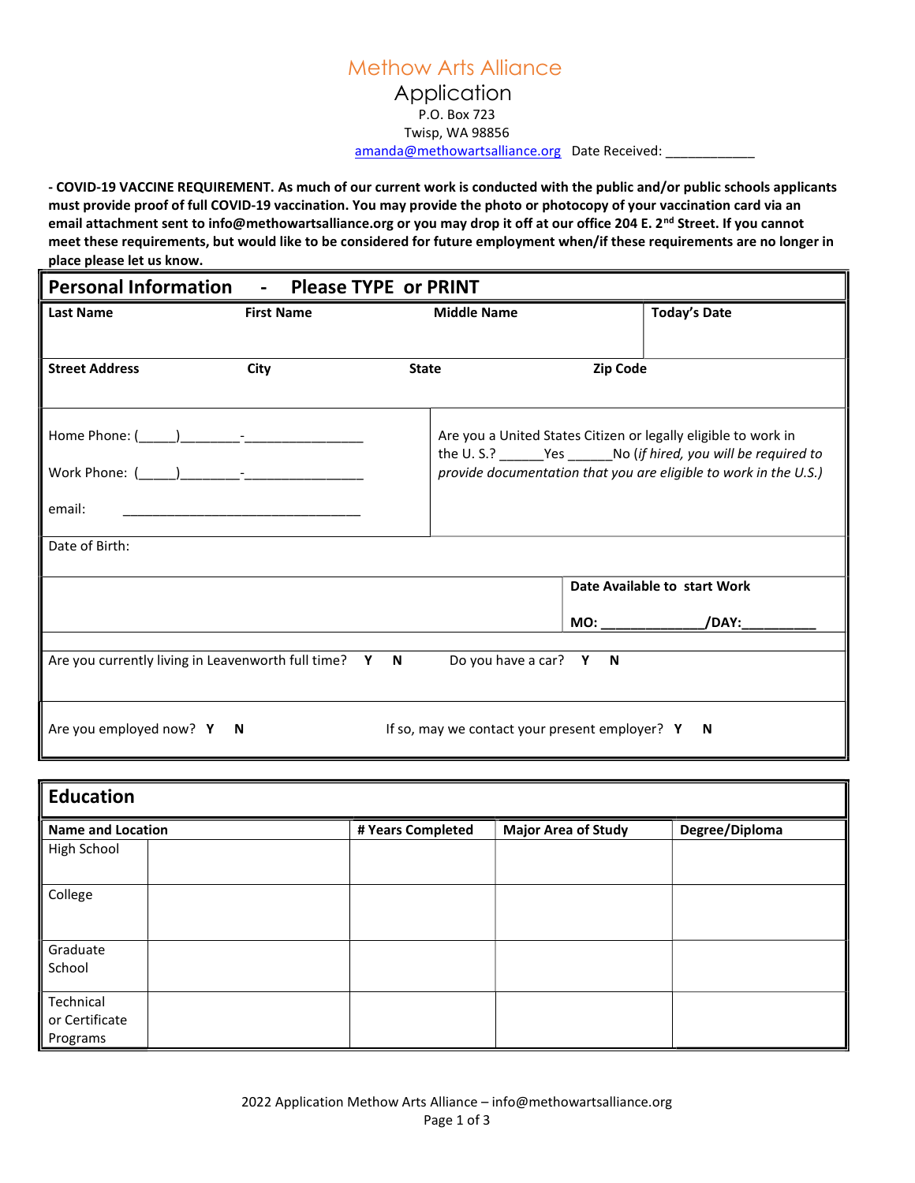# Methow Arts Alliance

## Application

P.O. Box 723
Twisp, WA 98856
amanda@methowartsalliance.org Date Received: ____________

**- COVID-19 VACCINE REQUIREMENT. As much of our current work is conducted with the public and/or public schools applicants must provide proof of full COVID-19 vaccination. You may provide the photo or photocopy of your vaccination card via an email attachment sent to info@methowartsalliance.org or you may drop it off at our office 204 E. 2nd Street. If you cannot meet these requirements, but would like to be considered for future employment when/if these requirements are no longer in place please let us know.**

## Personal Information - Please TYPE or PRINT

| **Last Name** | **First Name** | **Middle Name** | **Today's Date** |
|---|---|---|---|
| | | | |

| **Street Address** | **City** | **State** | **Zip Code** |
|---|---|---|---|
| | | | |

Home Phone: (_____)________-________________

Work Phone: (_____)________-________________

email: _________________________________

Are you a United States Citizen or legally eligible to work in the U. S.? ______Yes ______No (*if hired, you will be required to provide documentation that you are eligible to work in the U.S.)*

Date of Birth:

**Date Available to start Work**

**MO: _____________/DAY:_________**

Are you currently living in Leavenworth full time? **Y N** Do you have a car? **Y N**

Are you employed now? **Y N** If so, may we contact your present employer? **Y N**

## Education

| **Name and Location** | | **# Years Completed** | **Major Area of Study** | **Degree/Diploma** |
|---|---|---|---|---|
| High School | | | | |
| College | | | | |
| Graduate School | | | | |
| Technical or Certificate Programs | | | | |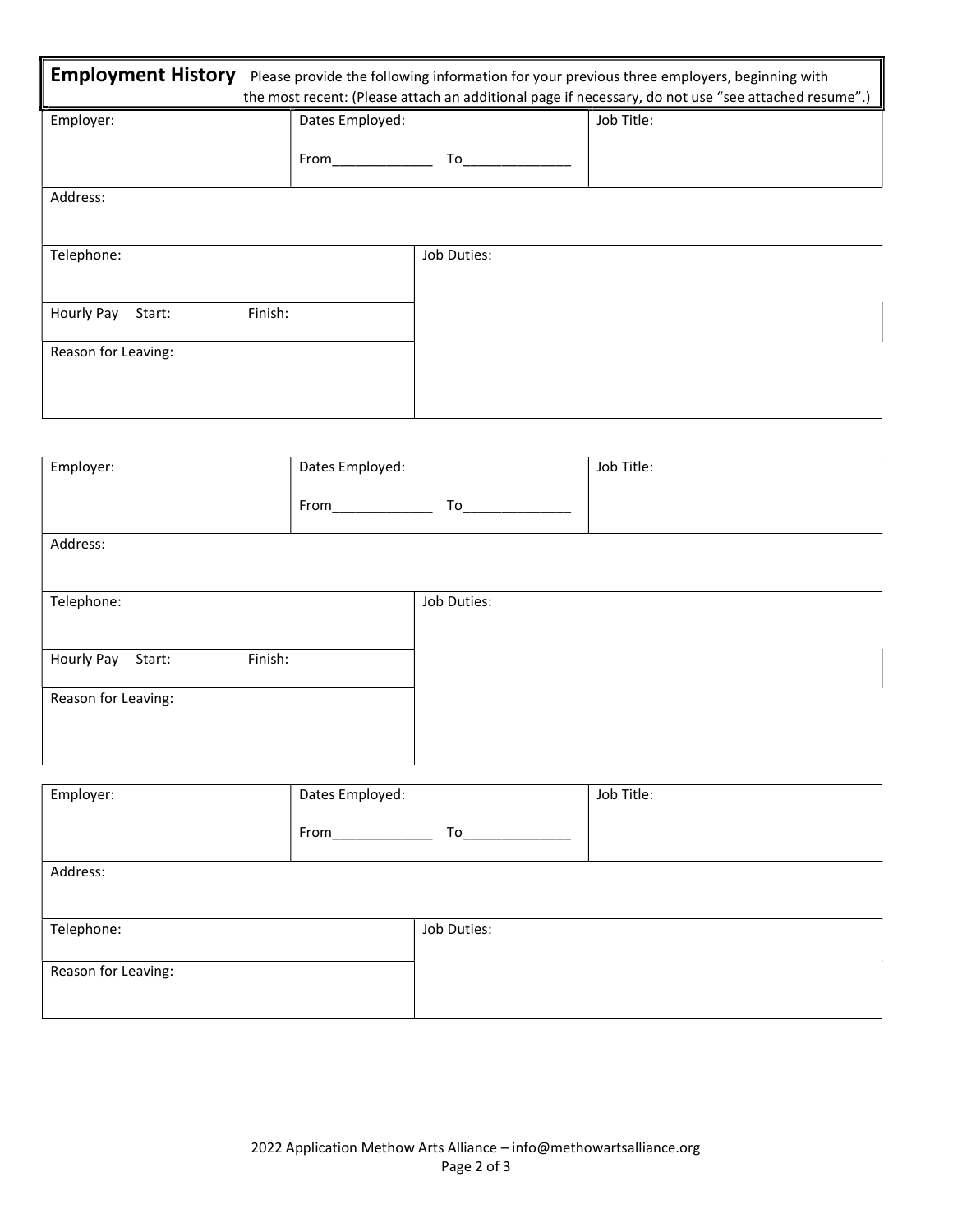## Employment History

Please provide the following information for your previous three employers, beginning with the most recent: (Please attach an additional page if necessary, do not use "see attached resume".)

| Employer: | Dates Employed: From_____________ To______________ | Job Title: |
|---|---|---|
| Address: | | |
| Telephone: | Job Duties: | |
| Hourly Pay Start: Finish: | | |
| Reason for Leaving: | | |

| Employer: | Dates Employed: From_____________ To______________ | Job Title: |
|---|---|---|
| Address: | | |
| Telephone: | Job Duties: | |
| Hourly Pay Start: Finish: | | |
| Reason for Leaving: | | |

| Employer: | Dates Employed: From_____________ To______________ | Job Title: |
|---|---|---|
| Address: | | |
| Telephone: | Job Duties: | |
| Reason for Leaving: | | |

2022 Application Methow Arts Alliance – info@methowartsalliance.org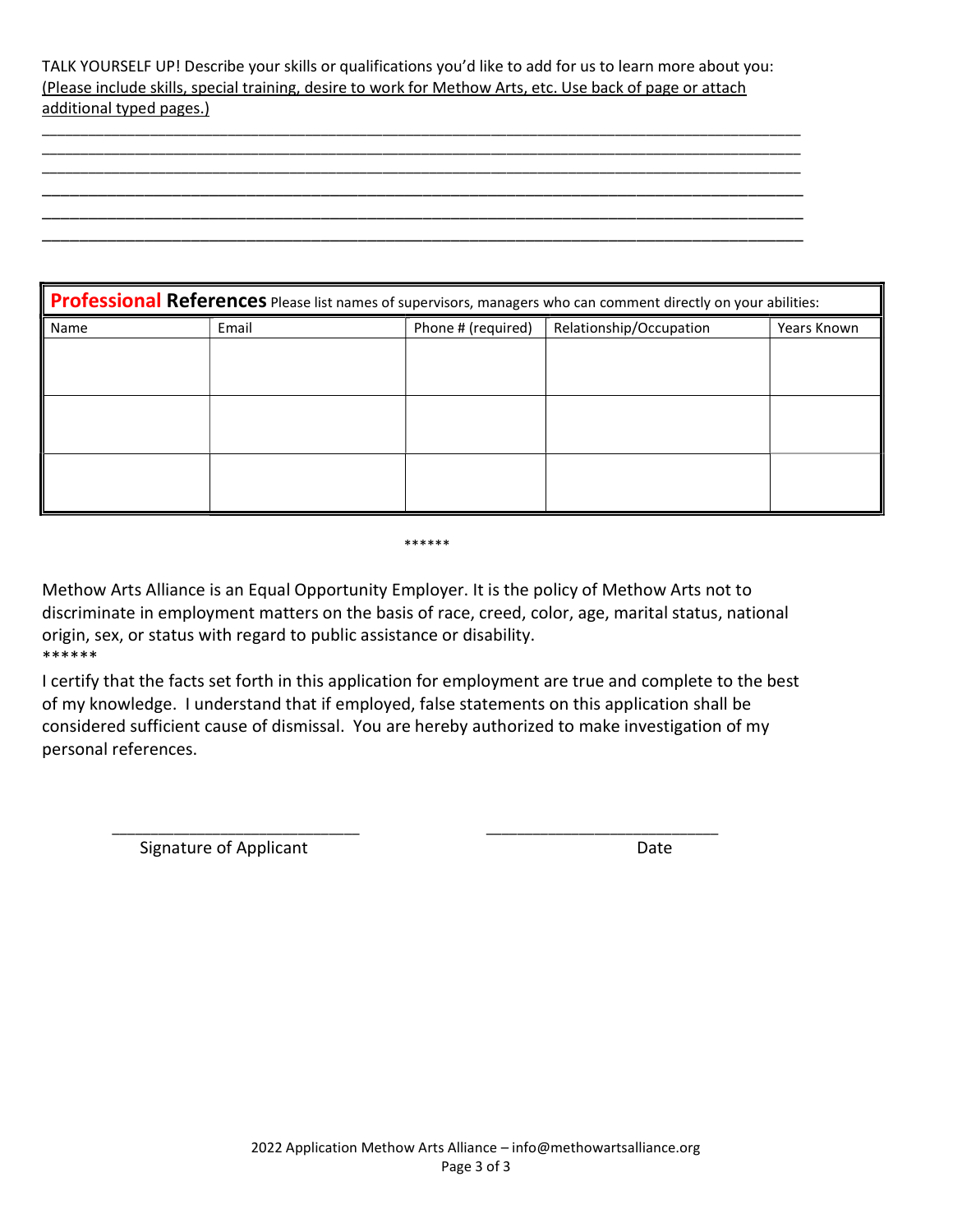TALK YOURSELF UP! Describe your skills or qualifications you'd like to add for us to learn more about you:
(Please include skills, special training, desire to work for Methow Arts, etc. Use back of page or attach additional typed pages.)

________________________________________________________________________________________
________________________________________________________________________________________
________________________________________________________________________________________
________________________________________________________________________________________
________________________________________________________________________________________
________________________________________________________________________________________

**Professional References** Please list names of supervisors, managers who can comment directly on your abilities:

| Name | Email | Phone # (required) | Relationship/Occupation | Years Known |
|---|---|---|---|---|
| | | | | |
| | | | | |
| | | | | |

******

Methow Arts Alliance is an Equal Opportunity Employer. It is the policy of Methow Arts not to discriminate in employment matters on the basis of race, creed, color, age, marital status, national origin, sex, or status with regard to public assistance or disability.

******

I certify that the facts set forth in this application for employment are true and complete to the best of my knowledge. I understand that if employed, false statements on this application shall be considered sufficient cause of dismissal. You are hereby authorized to make investigation of my personal references.

___________________________ ___________________________

Signature of Applicant Date

2022 Application Methow Arts Alliance – info@methowartsalliance.org